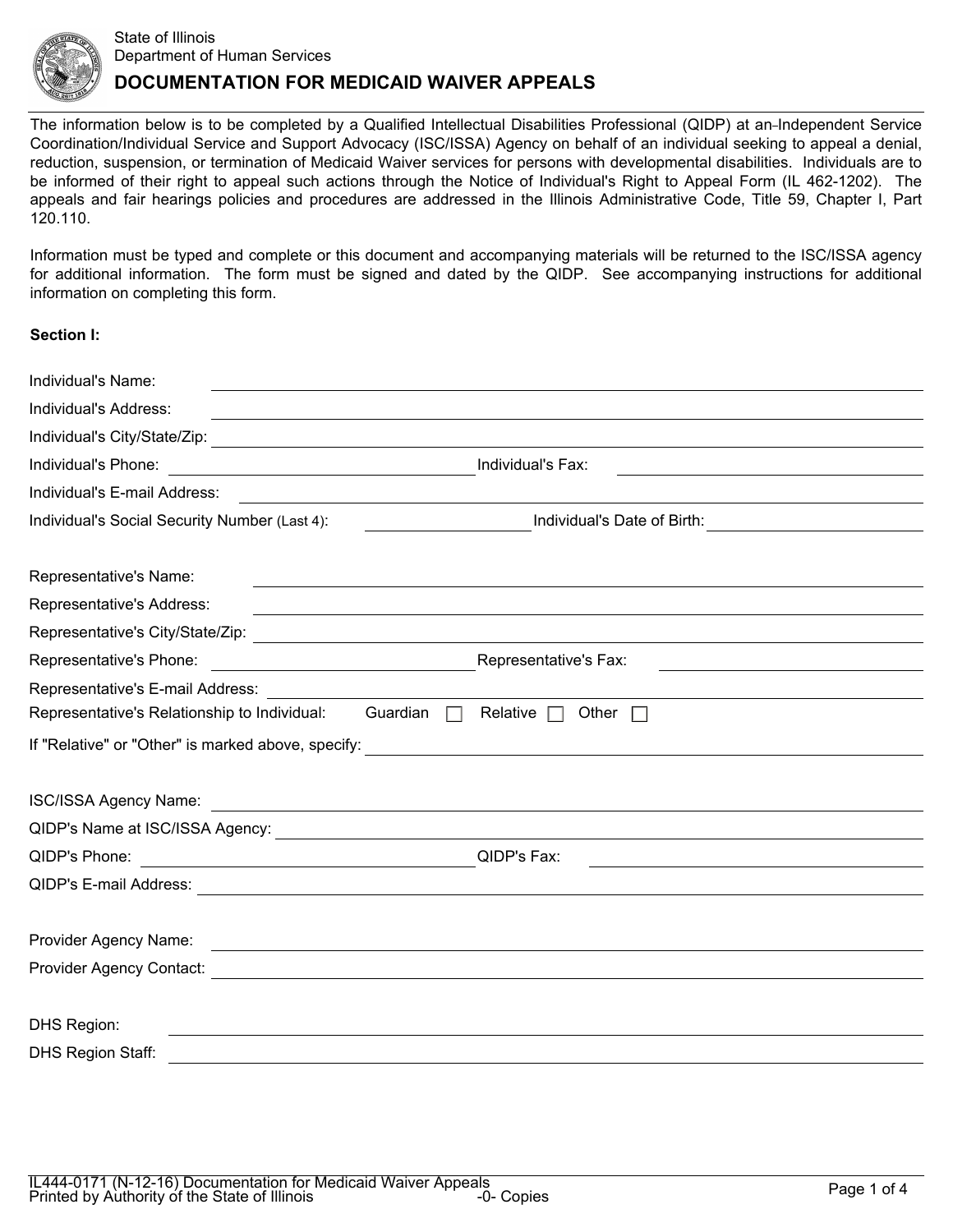State of Illinois
Department of Human Services

# DOCUMENTATION FOR MEDICAID WAIVER APPEALS

The information below is to be completed by a Qualified Intellectual Disabilities Professional (QIDP) at an Independent Service Coordination/Individual Service and Support Advocacy (ISC/ISSA) Agency on behalf of an individual seeking to appeal a denial, reduction, suspension, or termination of Medicaid Waiver services for persons with developmental disabilities. Individuals are to be informed of their right to appeal such actions through the Notice of Individual's Right to Appeal Form (IL 462-1202). The appeals and fair hearings policies and procedures are addressed in the Illinois Administrative Code, Title 59, Chapter I, Part 120.110.

Information must be typed and complete or this document and accompanying materials will be returned to the ISC/ISSA agency for additional information. The form must be signed and dated by the QIDP. See accompanying instructions for additional information on completing this form.

**Section I:**

Individual's Name: ______________________________

Individual's Address: ______________________________

Individual's City/State/Zip: ______________________________

Individual's Phone: ______________________________ Individual's Fax: ______________________________

Individual's E-mail Address: ______________________________

Individual's Social Security Number (Last 4): ______________________________ Individual's Date of Birth: ______________________________

Representative's Name: ______________________________

Representative's Address: ______________________________

Representative's City/State/Zip: ______________________________

Representative's Phone: ______________________________ Representative's Fax: ______________________________

Representative's E-mail Address: ______________________________

Representative's Relationship to Individual: Guardian ☐ Relative ☐ Other ☐

If "Relative" or "Other" is marked above, specify: ______________________________

ISC/ISSA Agency Name: ______________________________

QIDP's Name at ISC/ISSA Agency: ______________________________

QIDP's Phone: ______________________________ QIDP's Fax: ______________________________

QIDP's E-mail Address: ______________________________

Provider Agency Name: ______________________________

Provider Agency Contact: ______________________________

DHS Region: ______________________________

DHS Region Staff: ______________________________

IL444-0171 (N-12-16) Documentation for Medicaid Waiver Appeals
Printed by Authority of the State of Illinois -0- Copies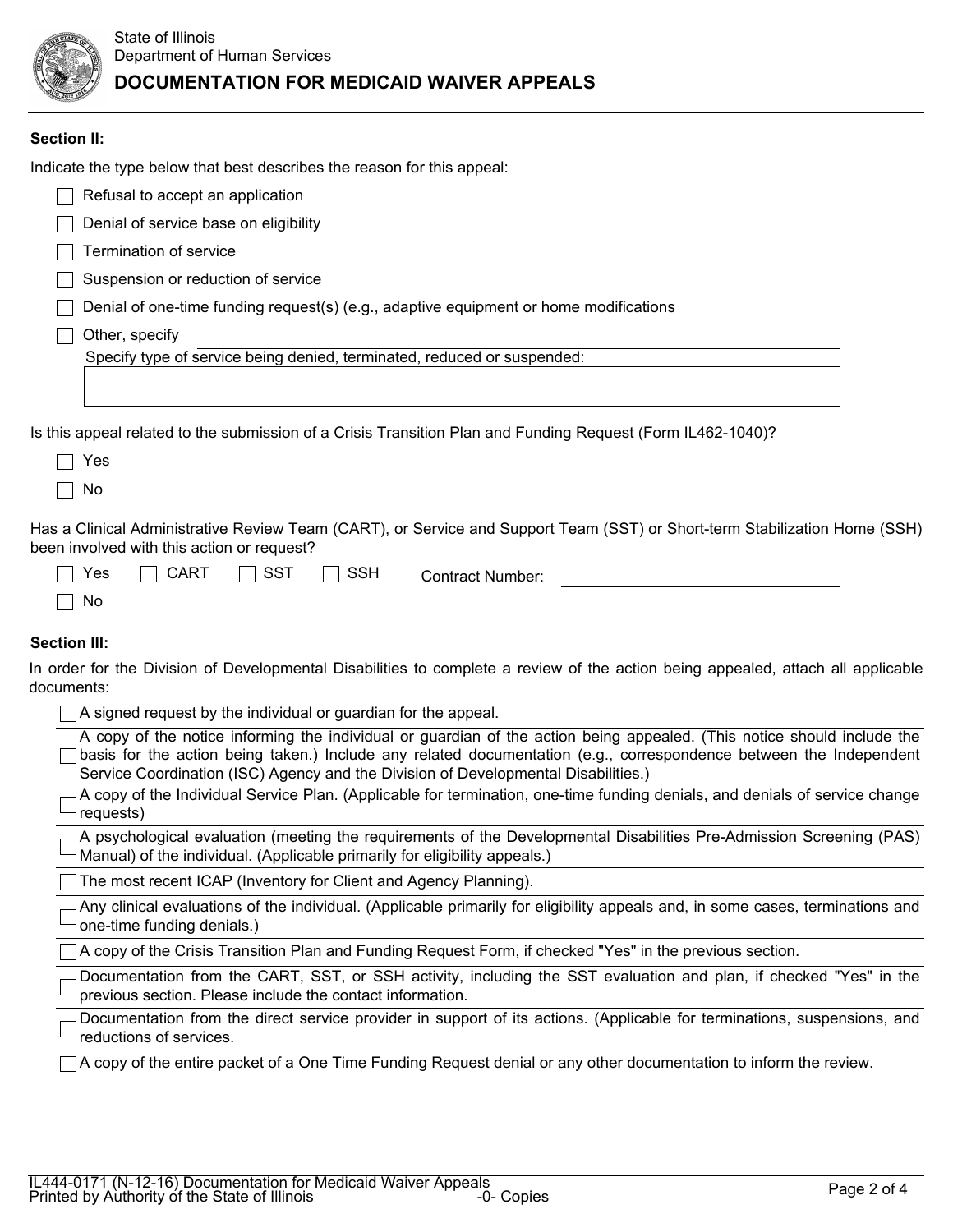State of Illinois
Department of Human Services

# DOCUMENTATION FOR MEDICAID WAIVER APPEALS

**Section II:**

Indicate the type below that best describes the reason for this appeal:

- ☐ Refusal to accept an application
- ☐ Denial of service base on eligibility
- ☐ Termination of service
- ☐ Suspension or reduction of service
- ☐ Denial of one-time funding request(s) (e.g., adaptive equipment or home modifications
- ☐ Other, specify ______________________________

Specify type of service being denied, terminated, reduced or suspended:

______________________________

Is this appeal related to the submission of a Crisis Transition Plan and Funding Request (Form IL462-1040)?

- ☐ Yes
- ☐ No

Has a Clinical Administrative Review Team (CART), or Service and Support Team (SST) or Short-term Stabilization Home (SSH) been involved with this action or request?

- ☐ Yes ☐ CART ☐ SST ☐ SSH Contract Number: ______________________________
- ☐ No

**Section III:**

In order for the Division of Developmental Disabilities to complete a review of the action being appealed, attach all applicable documents:

- ☐ A signed request by the individual or guardian for the appeal.
- ☐ A copy of the notice informing the individual or guardian of the action being appealed. (This notice should include the basis for the action being taken.) Include any related documentation (e.g., correspondence between the Independent Service Coordination (ISC) Agency and the Division of Developmental Disabilities.)
- ☐ A copy of the Individual Service Plan. (Applicable for termination, one-time funding denials, and denials of service change requests)
- ☐ A psychological evaluation (meeting the requirements of the Developmental Disabilities Pre-Admission Screening (PAS) Manual) of the individual. (Applicable primarily for eligibility appeals.)
- ☐ The most recent ICAP (Inventory for Client and Agency Planning).
- ☐ Any clinical evaluations of the individual. (Applicable primarily for eligibility appeals and, in some cases, terminations and one-time funding denials.)
- ☐ A copy of the Crisis Transition Plan and Funding Request Form, if checked "Yes" in the previous section.
- ☐ Documentation from the CART, SST, or SSH activity, including the SST evaluation and plan, if checked "Yes" in the previous section. Please include the contact information.
- ☐ Documentation from the direct service provider in support of its actions. (Applicable for terminations, suspensions, and reductions of services.
- ☐ A copy of the entire packet of a One Time Funding Request denial or any other documentation to inform the review.

IL444-0171 (N-12-16) Documentation for Medicaid Waiver Appeals
Printed by Authority of the State of Illinois -0- Copies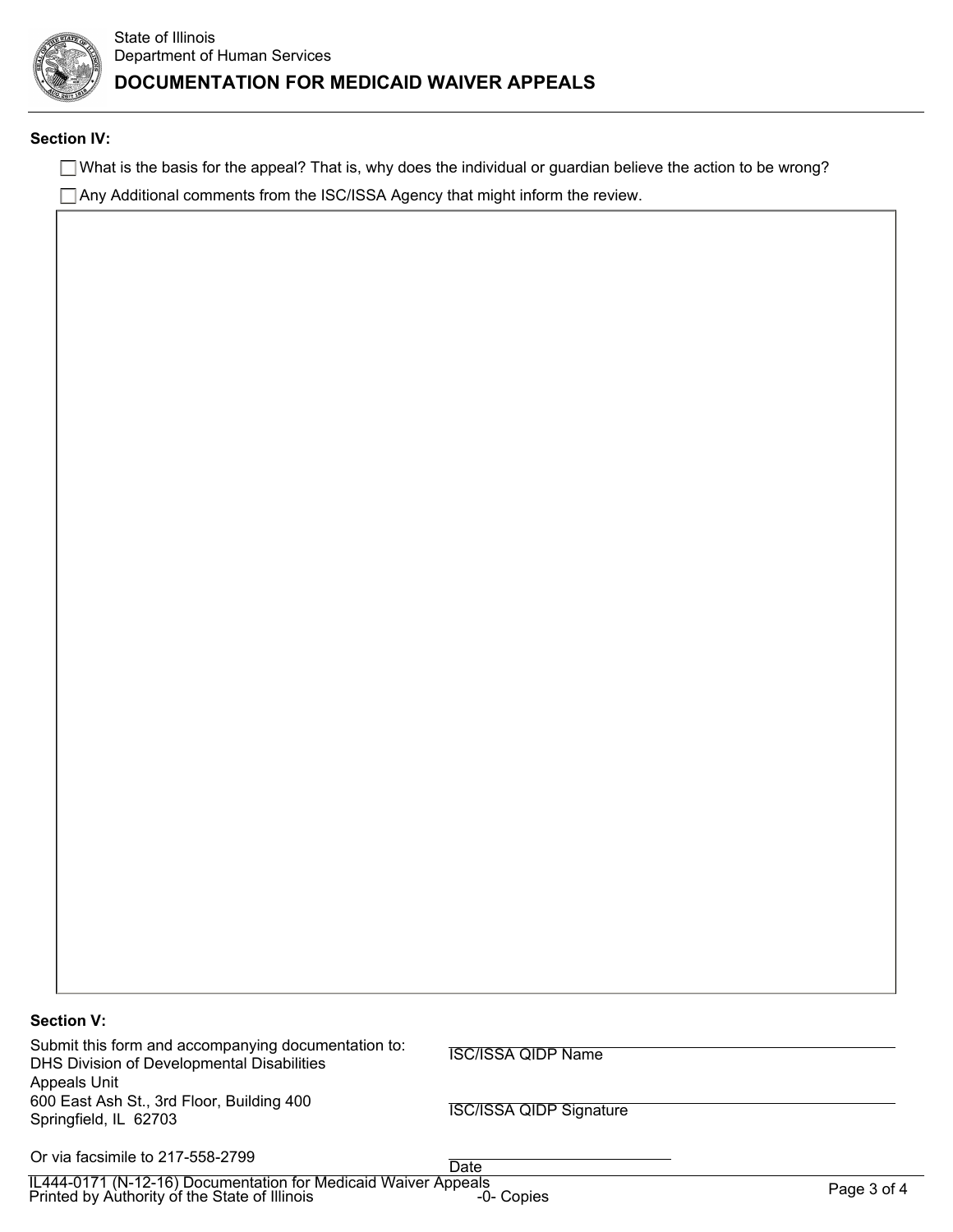**Section IV:**

- ☐ What is the basis for the appeal? That is, why does the individual or guardian believe the action to be wrong?
- ☐ Any Additional comments from the ISC/ISSA Agency that might inform the review.

**Section V:**

Submit this form and accompanying documentation to:
DHS Division of Developmental Disabilities
Appeals Unit
600 East Ash St., 3rd Floor, Building 400
Springfield, IL 62703

Or via facsimile to 217-558-2799

ISC/ISSA QIDP Name

ISC/ISSA QIDP Signature

Date

IL444-0171 (N-12-16) Documentation for Medicaid Waiver Appeals
Printed by Authority of the State of Illinois -0- Copies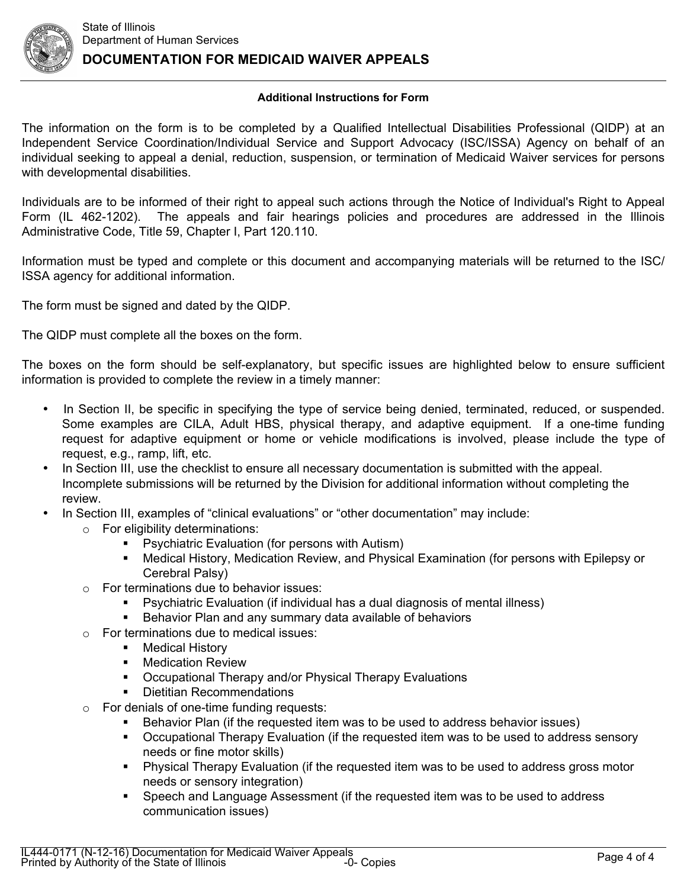State of Illinois
Department of Human Services

# DOCUMENTATION FOR MEDICAID WAIVER APPEALS

### Additional Instructions for Form

The information on the form is to be completed by a Qualified Intellectual Disabilities Professional (QIDP) at an Independent Service Coordination/Individual Service and Support Advocacy (ISC/ISSA) Agency on behalf of an individual seeking to appeal a denial, reduction, suspension, or termination of Medicaid Waiver services for persons with developmental disabilities.

Individuals are to be informed of their right to appeal such actions through the Notice of Individual's Right to Appeal Form (IL 462-1202). The appeals and fair hearings policies and procedures are addressed in the Illinois Administrative Code, Title 59, Chapter I, Part 120.110.

Information must be typed and complete or this document and accompanying materials will be returned to the ISC/ ISSA agency for additional information.

The form must be signed and dated by the QIDP.

The QIDP must complete all the boxes on the form.

The boxes on the form should be self-explanatory, but specific issues are highlighted below to ensure sufficient information is provided to complete the review in a timely manner:

- In Section II, be specific in specifying the type of service being denied, terminated, reduced, or suspended. Some examples are CILA, Adult HBS, physical therapy, and adaptive equipment. If a one-time funding request for adaptive equipment or home or vehicle modifications is involved, please include the type of request, e.g., ramp, lift, etc.
- In Section III, use the checklist to ensure all necessary documentation is submitted with the appeal. Incomplete submissions will be returned by the Division for additional information without completing the review.
- In Section III, examples of "clinical evaluations" or "other documentation" may include:
  - For eligibility determinations:
    - Psychiatric Evaluation (for persons with Autism)
    - Medical History, Medication Review, and Physical Examination (for persons with Epilepsy or Cerebral Palsy)
  - For terminations due to behavior issues:
    - Psychiatric Evaluation (if individual has a dual diagnosis of mental illness)
    - Behavior Plan and any summary data available of behaviors
  - For terminations due to medical issues:
    - Medical History
    - Medication Review
    - Occupational Therapy and/or Physical Therapy Evaluations
    - Dietitian Recommendations
  - For denials of one-time funding requests:
    - Behavior Plan (if the requested item was to be used to address behavior issues)
    - Occupational Therapy Evaluation (if the requested item was to be used to address sensory needs or fine motor skills)
    - Physical Therapy Evaluation (if the requested item was to be used to address gross motor needs or sensory integration)
    - Speech and Language Assessment (if the requested item was to be used to address communication issues)

IL444-0171 (N-12-16) Documentation for Medicaid Waiver Appeals
Printed by Authority of the State of Illinois -0- Copies